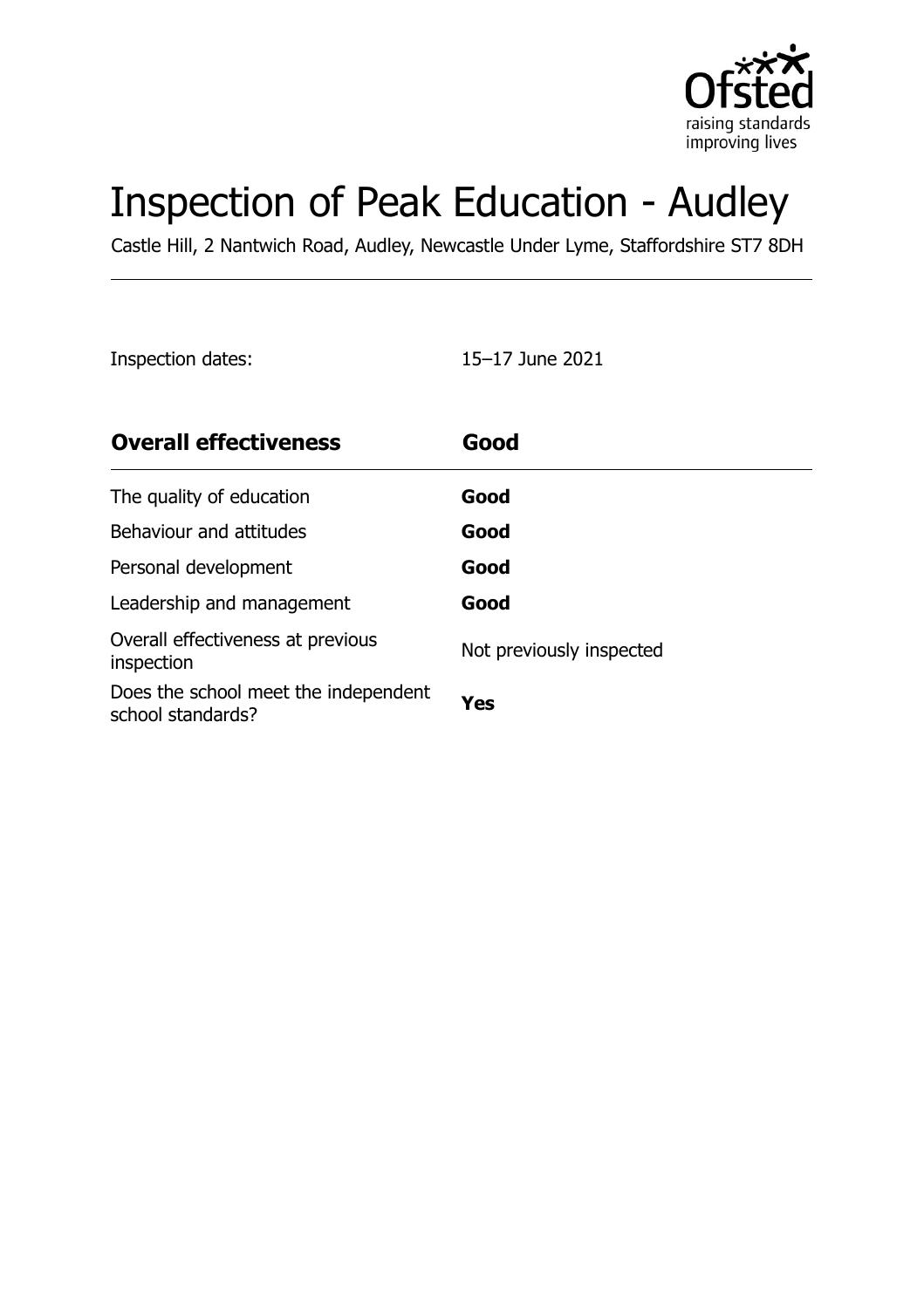# Inspection of Peak Education - Audley

Castle Hill, 2 Nantwich Road, Audley, Newcastle Under Lyme, Staffordshire ST7 8DH

Inspection dates: 15–17 June 2021

| **Overall effectiveness** | **Good** |
| --- | --- |
| The quality of education | **Good** |
| Behaviour and attitudes | **Good** |
| Personal development | **Good** |
| Leadership and management | **Good** |
| Overall effectiveness at previous inspection | Not previously inspected |
| Does the school meet the independent school standards? | **Yes** |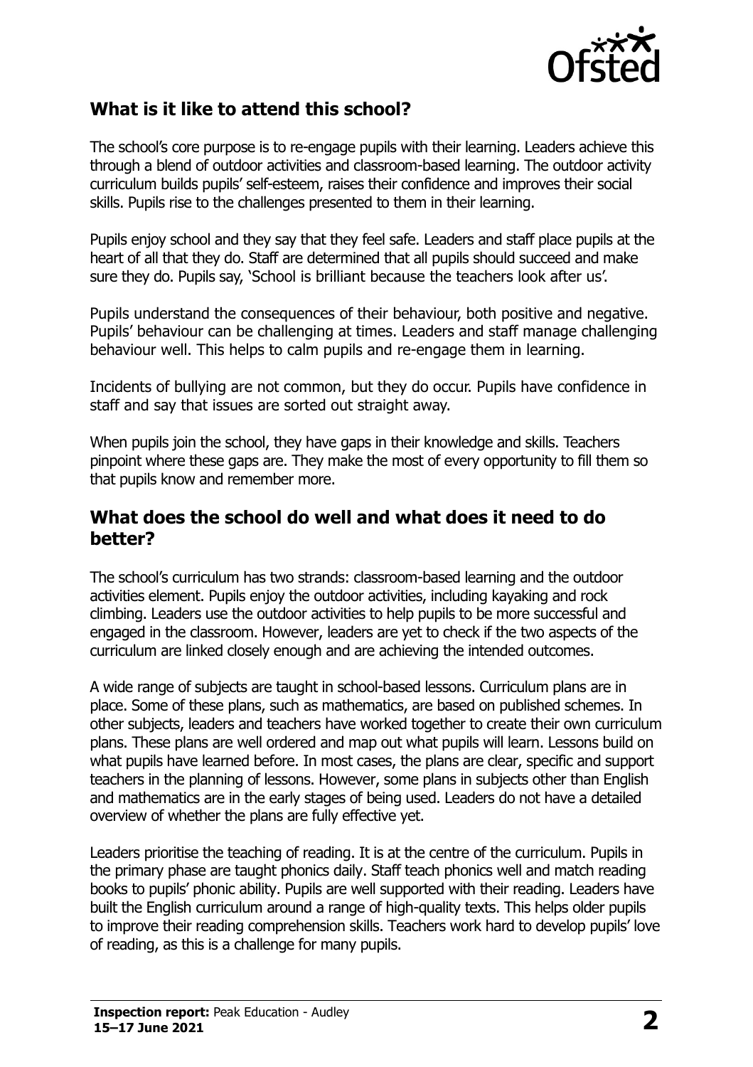## What is it like to attend this school?

The school's core purpose is to re-engage pupils with their learning. Leaders achieve this through a blend of outdoor activities and classroom-based learning. The outdoor activity curriculum builds pupils' self-esteem, raises their confidence and improves their social skills. Pupils rise to the challenges presented to them in their learning.

Pupils enjoy school and they say that they feel safe. Leaders and staff place pupils at the heart of all that they do. Staff are determined that all pupils should succeed and make sure they do. Pupils say, 'School is brilliant because the teachers look after us'.

Pupils understand the consequences of their behaviour, both positive and negative. Pupils' behaviour can be challenging at times. Leaders and staff manage challenging behaviour well. This helps to calm pupils and re-engage them in learning.

Incidents of bullying are not common, but they do occur. Pupils have confidence in staff and say that issues are sorted out straight away.

When pupils join the school, they have gaps in their knowledge and skills. Teachers pinpoint where these gaps are. They make the most of every opportunity to fill them so that pupils know and remember more.

## What does the school do well and what does it need to do better?

The school's curriculum has two strands: classroom-based learning and the outdoor activities element. Pupils enjoy the outdoor activities, including kayaking and rock climbing. Leaders use the outdoor activities to help pupils to be more successful and engaged in the classroom. However, leaders are yet to check if the two aspects of the curriculum are linked closely enough and are achieving the intended outcomes.

A wide range of subjects are taught in school-based lessons. Curriculum plans are in place. Some of these plans, such as mathematics, are based on published schemes. In other subjects, leaders and teachers have worked together to create their own curriculum plans. These plans are well ordered and map out what pupils will learn. Lessons build on what pupils have learned before. In most cases, the plans are clear, specific and support teachers in the planning of lessons. However, some plans in subjects other than English and mathematics are in the early stages of being used. Leaders do not have a detailed overview of whether the plans are fully effective yet.

Leaders prioritise the teaching of reading. It is at the centre of the curriculum. Pupils in the primary phase are taught phonics daily. Staff teach phonics well and match reading books to pupils' phonic ability. Pupils are well supported with their reading. Leaders have built the English curriculum around a range of high-quality texts. This helps older pupils to improve their reading comprehension skills. Teachers work hard to develop pupils' love of reading, as this is a challenge for many pupils.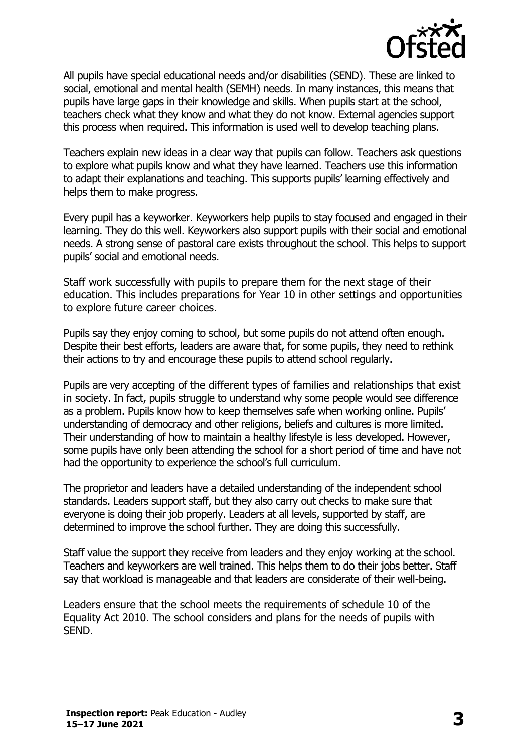All pupils have special educational needs and/or disabilities (SEND). These are linked to social, emotional and mental health (SEMH) needs. In many instances, this means that pupils have large gaps in their knowledge and skills. When pupils start at the school, teachers check what they know and what they do not know. External agencies support this process when required. This information is used well to develop teaching plans.

Teachers explain new ideas in a clear way that pupils can follow. Teachers ask questions to explore what pupils know and what they have learned. Teachers use this information to adapt their explanations and teaching. This supports pupils' learning effectively and helps them to make progress.

Every pupil has a keyworker. Keyworkers help pupils to stay focused and engaged in their learning. They do this well. Keyworkers also support pupils with their social and emotional needs. A strong sense of pastoral care exists throughout the school. This helps to support pupils' social and emotional needs.

Staff work successfully with pupils to prepare them for the next stage of their education. This includes preparations for Year 10 in other settings and opportunities to explore future career choices.

Pupils say they enjoy coming to school, but some pupils do not attend often enough. Despite their best efforts, leaders are aware that, for some pupils, they need to rethink their actions to try and encourage these pupils to attend school regularly.

Pupils are very accepting of the different types of families and relationships that exist in society. In fact, pupils struggle to understand why some people would see difference as a problem. Pupils know how to keep themselves safe when working online. Pupils' understanding of democracy and other religions, beliefs and cultures is more limited. Their understanding of how to maintain a healthy lifestyle is less developed. However, some pupils have only been attending the school for a short period of time and have not had the opportunity to experience the school's full curriculum.

The proprietor and leaders have a detailed understanding of the independent school standards. Leaders support staff, but they also carry out checks to make sure that everyone is doing their job properly. Leaders at all levels, supported by staff, are determined to improve the school further. They are doing this successfully.

Staff value the support they receive from leaders and they enjoy working at the school. Teachers and keyworkers are well trained. This helps them to do their jobs better. Staff say that workload is manageable and that leaders are considerate of their well-being.

Leaders ensure that the school meets the requirements of schedule 10 of the Equality Act 2010. The school considers and plans for the needs of pupils with SEND.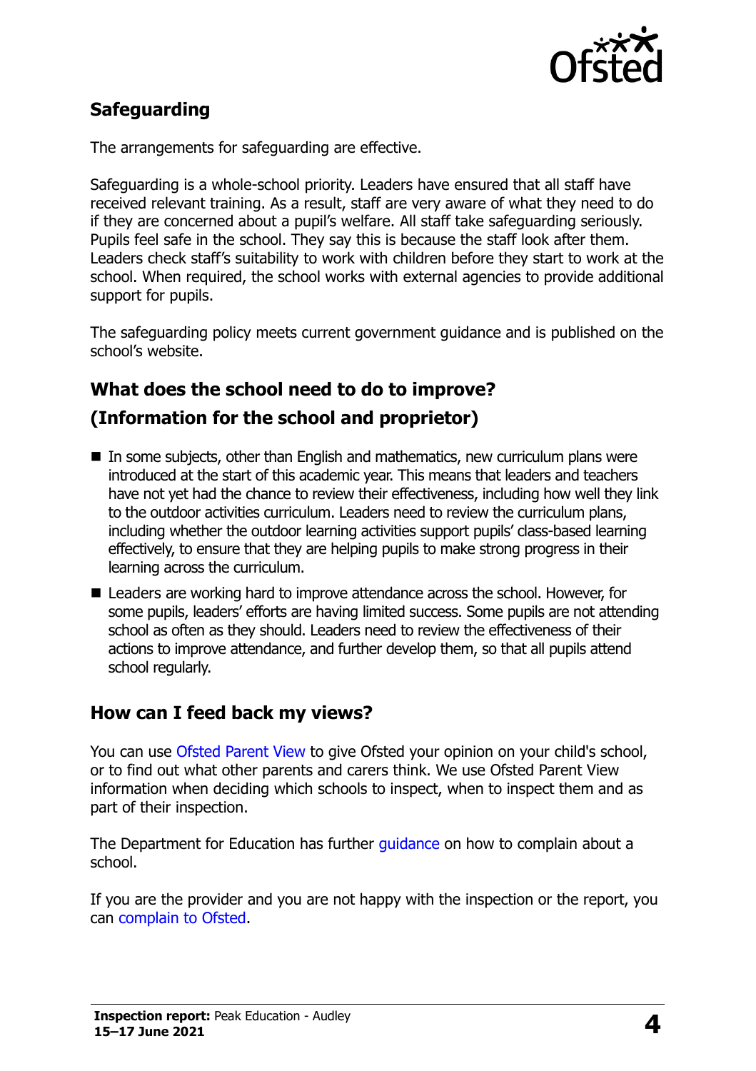## Safeguarding

The arrangements for safeguarding are effective.

Safeguarding is a whole-school priority. Leaders have ensured that all staff have received relevant training. As a result, staff are very aware of what they need to do if they are concerned about a pupil's welfare. All staff take safeguarding seriously. Pupils feel safe in the school. They say this is because the staff look after them. Leaders check staff's suitability to work with children before they start to work at the school. When required, the school works with external agencies to provide additional support for pupils.

The safeguarding policy meets current government guidance and is published on the school's website.

## What does the school need to do to improve?
## (Information for the school and proprietor)

- In some subjects, other than English and mathematics, new curriculum plans were introduced at the start of this academic year. This means that leaders and teachers have not yet had the chance to review their effectiveness, including how well they link to the outdoor activities curriculum. Leaders need to review the curriculum plans, including whether the outdoor learning activities support pupils' class-based learning effectively, to ensure that they are helping pupils to make strong progress in their learning across the curriculum.
- Leaders are working hard to improve attendance across the school. However, for some pupils, leaders' efforts are having limited success. Some pupils are not attending school as often as they should. Leaders need to review the effectiveness of their actions to improve attendance, and further develop them, so that all pupils attend school regularly.

## How can I feed back my views?

You can use Ofsted Parent View to give Ofsted your opinion on your child's school, or to find out what other parents and carers think. We use Ofsted Parent View information when deciding which schools to inspect, when to inspect them and as part of their inspection.

The Department for Education has further guidance on how to complain about a school.

If you are the provider and you are not happy with the inspection or the report, you can complain to Ofsted.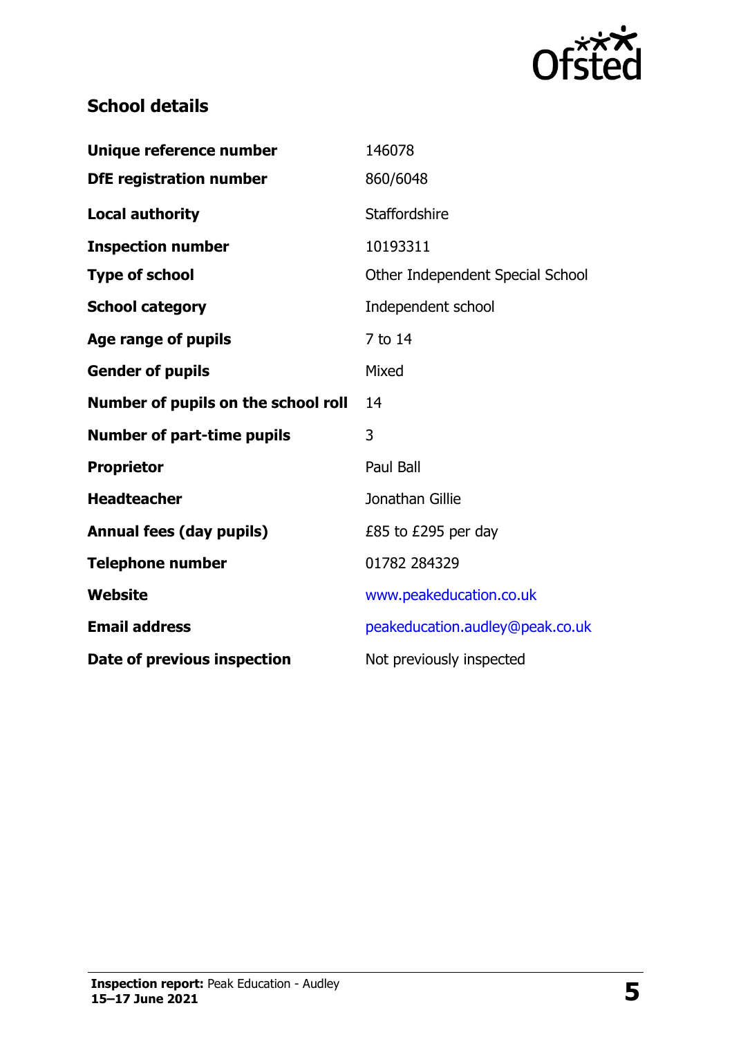## School details

| | |
|---|---|
| **Unique reference number** | 146078 |
| **DfE registration number** | 860/6048 |
| **Local authority** | Staffordshire |
| **Inspection number** | 10193311 |
| **Type of school** | Other Independent Special School |
| **School category** | Independent school |
| **Age range of pupils** | 7 to 14 |
| **Gender of pupils** | Mixed |
| **Number of pupils on the school roll** | 14 |
| **Number of part-time pupils** | 3 |
| **Proprietor** | Paul Ball |
| **Headteacher** | Jonathan Gillie |
| **Annual fees (day pupils)** | £85 to £295 per day |
| **Telephone number** | 01782 284329 |
| **Website** | www.peakeducation.co.uk |
| **Email address** | peakeducation.audley@peak.co.uk |
| **Date of previous inspection** | Not previously inspected |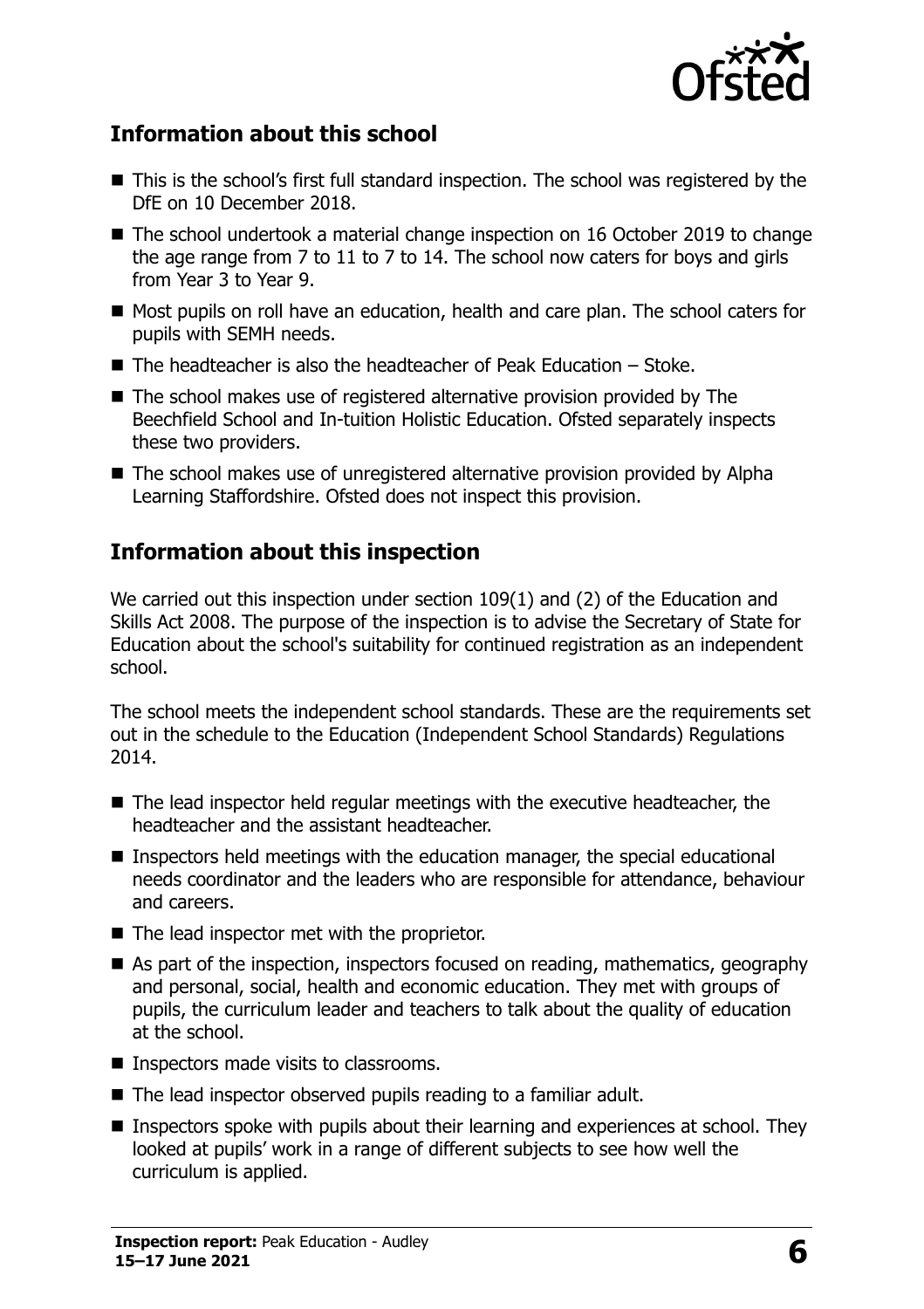## Information about this school

- This is the school's first full standard inspection. The school was registered by the DfE on 10 December 2018.
- The school undertook a material change inspection on 16 October 2019 to change the age range from 7 to 11 to 7 to 14. The school now caters for boys and girls from Year 3 to Year 9.
- Most pupils on roll have an education, health and care plan. The school caters for pupils with SEMH needs.
- The headteacher is also the headteacher of Peak Education – Stoke.
- The school makes use of registered alternative provision provided by The Beechfield School and In-tuition Holistic Education. Ofsted separately inspects these two providers.
- The school makes use of unregistered alternative provision provided by Alpha Learning Staffordshire. Ofsted does not inspect this provision.

## Information about this inspection

We carried out this inspection under section 109(1) and (2) of the Education and Skills Act 2008. The purpose of the inspection is to advise the Secretary of State for Education about the school's suitability for continued registration as an independent school.

The school meets the independent school standards. These are the requirements set out in the schedule to the Education (Independent School Standards) Regulations 2014.

- The lead inspector held regular meetings with the executive headteacher, the headteacher and the assistant headteacher.
- Inspectors held meetings with the education manager, the special educational needs coordinator and the leaders who are responsible for attendance, behaviour and careers.
- The lead inspector met with the proprietor.
- As part of the inspection, inspectors focused on reading, mathematics, geography and personal, social, health and economic education. They met with groups of pupils, the curriculum leader and teachers to talk about the quality of education at the school.
- Inspectors made visits to classrooms.
- The lead inspector observed pupils reading to a familiar adult.
- Inspectors spoke with pupils about their learning and experiences at school. They looked at pupils' work in a range of different subjects to see how well the curriculum is applied.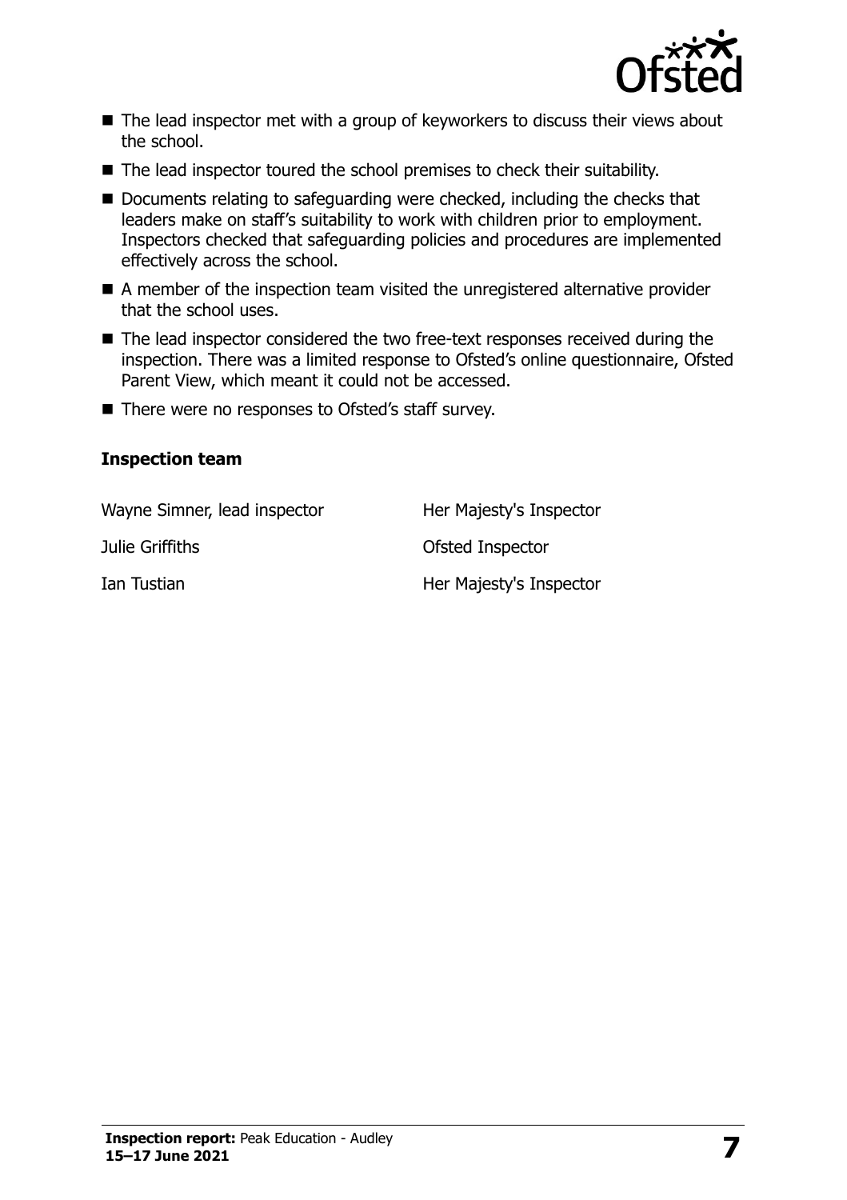- The lead inspector met with a group of keyworkers to discuss their views about the school.
- The lead inspector toured the school premises to check their suitability.
- Documents relating to safeguarding were checked, including the checks that leaders make on staff's suitability to work with children prior to employment. Inspectors checked that safeguarding policies and procedures are implemented effectively across the school.
- A member of the inspection team visited the unregistered alternative provider that the school uses.
- The lead inspector considered the two free-text responses received during the inspection. There was a limited response to Ofsted's online questionnaire, Ofsted Parent View, which meant it could not be accessed.
- There were no responses to Ofsted's staff survey.

### Inspection team

| | |
|---|---|
| Wayne Simner, lead inspector | Her Majesty's Inspector |
| Julie Griffiths | Ofsted Inspector |
| Ian Tustian | Her Majesty's Inspector |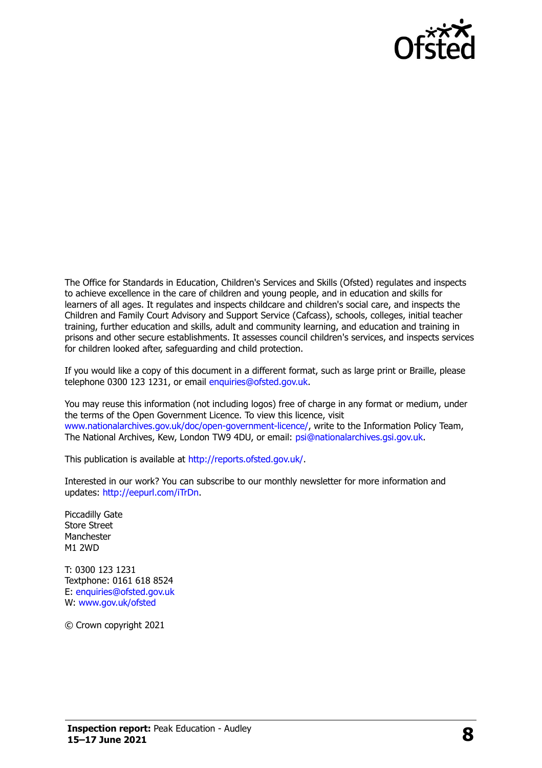The Office for Standards in Education, Children's Services and Skills (Ofsted) regulates and inspects to achieve excellence in the care of children and young people, and in education and skills for learners of all ages. It regulates and inspects childcare and children's social care, and inspects the Children and Family Court Advisory and Support Service (Cafcass), schools, colleges, initial teacher training, further education and skills, adult and community learning, and education and training in prisons and other secure establishments. It assesses council children's services, and inspects services for children looked after, safeguarding and child protection.

If you would like a copy of this document in a different format, such as large print or Braille, please telephone 0300 123 1231, or email enquiries@ofsted.gov.uk.

You may reuse this information (not including logos) free of charge in any format or medium, under the terms of the Open Government Licence. To view this licence, visit www.nationalarchives.gov.uk/doc/open-government-licence/, write to the Information Policy Team, The National Archives, Kew, London TW9 4DU, or email: psi@nationalarchives.gsi.gov.uk.

This publication is available at http://reports.ofsted.gov.uk/.

Interested in our work? You can subscribe to our monthly newsletter for more information and updates: http://eepurl.com/iTrDn.

Piccadilly Gate  
Store Street  
Manchester  
M1 2WD

T: 0300 123 1231  
Textphone: 0161 618 8524  
E: enquiries@ofsted.gov.uk  
W: www.gov.uk/ofsted

© Crown copyright 2021